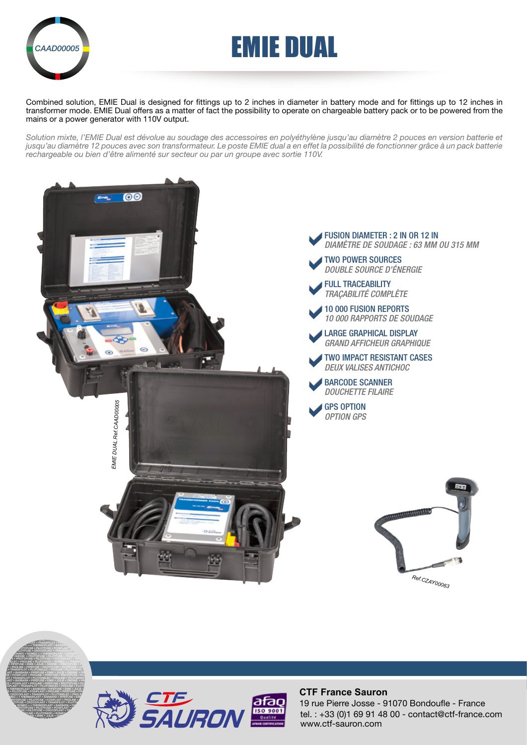CAAD00005

# EMIE DUAL

Combined solution, EMIE Dual is designed for fittings up to 2 inches in diameter in battery mode and for fittings up to 12 inches in transformer mode. EMIE Dual offers as a matter of fact the possibility to operate on chargeable battery pack or to be powered from the mains or a power generator with 110V output.

*Solution mixte, l'EMIE Dual est dévolue au soudage des accessoires en polyéthylène jusqu'au diamètre 2 pouces en version batterie et jusqu'au diamètre 12 pouces avec son transformateur. Le poste EMIE dual a en effet la possibilité de fonctionner grâce à un pack batterie rechargeable ou bien d'être alimenté sur secteur ou par un groupe avec sortie 110V.*

EMIE DUAL Ref.CAAD00005

- FUSION DIAMETER : 2 IN OR 12 IN
  *DIAMÈTRE DE SOUDAGE : 63 MM OU 315 MM*
- TWO POWER SOURCES
  *DOUBLE SOURCE D'ÉNERGIE*
- FULL TRACEABILITY
  *TRAÇABILITÉ COMPLÈTE*
- 10 000 FUSION REPORTS
  *10 000 RAPPORTS DE SOUDAGE*
- LARGE GRAPHICAL DISPLAY
  *GRAND AFFICHEUR GRAPHIQUE*
- TWO IMPACT RESISTANT CASES
  *DEUX VALISES ANTICHOC*
- BARCODE SCANNER
  *DOUCHETTE FILAIRE*
- GPS OPTION
  *OPTION GPS*

Ref.CZAY00063

**CTF France Sauron**
19 rue Pierre Josse - 91070 Bondoufle - France
tel. : +33 (0)1 69 91 48 00 - contact@ctf-france.com
www.ctf-sauron.com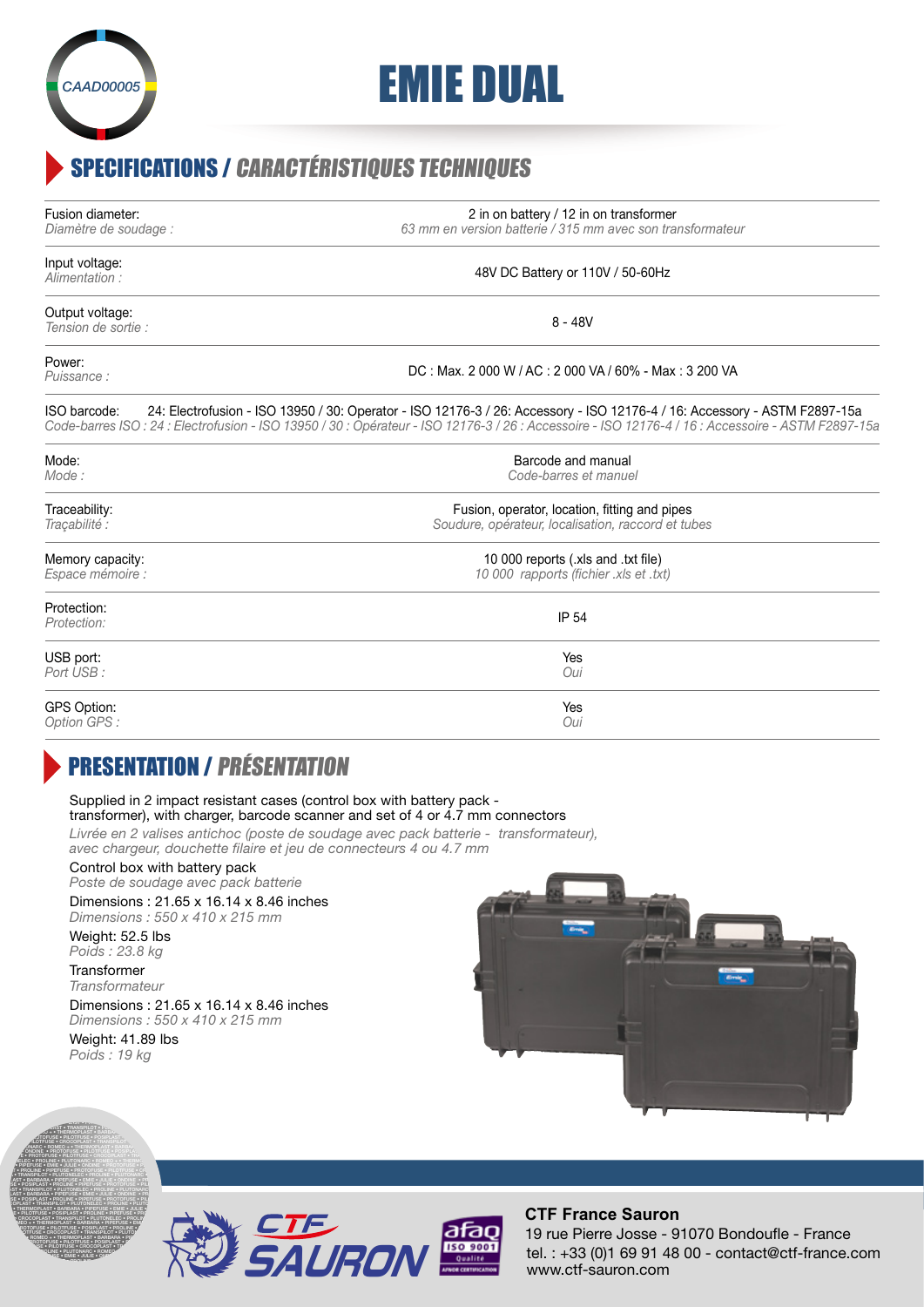CAAD00005

# EMIE DUAL

## SPECIFICATIONS / *CARACTÉRISTIQUES TECHNIQUES*

| | |
|---|---|
| Fusion diameter: *Diamètre de soudage :* | 2 in on battery / 12 in on transformer *63 mm en version batterie / 315 mm avec son transformateur* |
| Input voltage: *Alimentation :* | 48V DC Battery or 110V / 50-60Hz |
| Output voltage: *Tension de sortie :* | 8 - 48V |
| Power: *Puissance :* | DC : Max. 2 000 W / AC : 2 000 VA / 60% - Max : 3 200 VA |
| ISO barcode: *Code-barres ISO :* | 24: Electrofusion - ISO 13950 / 30: Operator - ISO 12176-3 / 26: Accessory - ISO 12176-4 / 16: Accessory - ASTM F2897-15a *24 : Electrofusion - ISO 13950 / 30 : Opérateur - ISO 12176-3 / 26 : Accessoire - ISO 12176-4 / 16 : Accessoire - ASTM F2897-15a* |
| Mode: *Mode :* | Barcode and manual *Code-barres et manuel* |
| Traceability: *Traçabilité :* | Fusion, operator, location, fitting and pipes *Soudure, opérateur, localisation, raccord et tubes* |
| Memory capacity: *Espace mémoire :* | 10 000 reports (.xls and .txt file) *10 000 rapports (fichier .xls et .txt)* |
| Protection: *Protection:* | IP 54 |
| USB port: *Port USB :* | Yes *Oui* |
| GPS Option: *Option GPS :* | Yes *Oui* |

## PRESENTATION / *PRÉSENTATION*

Supplied in 2 impact resistant cases (control box with battery pack - transformer), with charger, barcode scanner and set of 4 or 4.7 mm connectors
*Livrée en 2 valises antichoc (poste de soudage avec pack batterie - transformateur), avec chargeur, douchette filaire et jeu de connecteurs 4 ou 4.7 mm*

Control box with battery pack
*Poste de soudage avec pack batterie*

Dimensions : 21.65 x 16.14 x 8.46 inches
*Dimensions : 550 x 410 x 215 mm*

Weight: 52.5 lbs
*Poids : 23.8 kg*

Transformer
*Transformateur*

Dimensions : 21.65 x 16.14 x 8.46 inches
*Dimensions : 550 x 410 x 215 mm*

Weight: 41.89 lbs
*Poids : 19 kg*

**CTF France Sauron**
19 rue Pierre Josse - 91070 Bondoufle - France
tel. : +33 (0)1 69 91 48 00 - contact@ctf-france.com
www.ctf-sauron.com